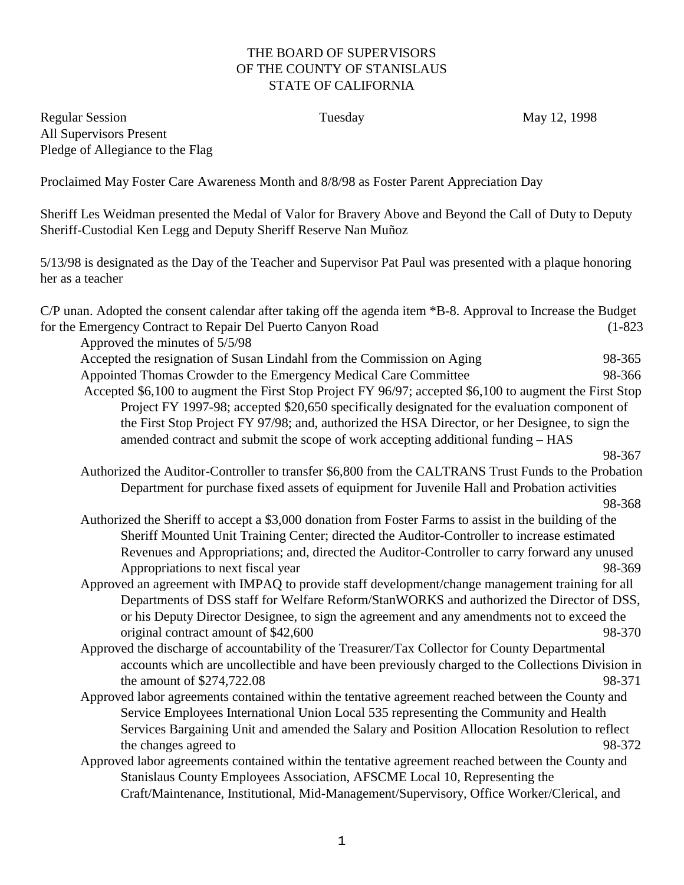THE BOARD OF SUPERVISORS
OF THE COUNTY OF STANISLAUS
STATE OF CALIFORNIA

Regular Session Tuesday May 12, 1998
All Supervisors Present
Pledge of Allegiance to the Flag

Proclaimed May Foster Care Awareness Month and 8/8/98 as Foster Parent Appreciation Day

Sheriff Les Weidman presented the Medal of Valor for Bravery Above and Beyond the Call of Duty to Deputy Sheriff-Custodial Ken Legg and Deputy Sheriff Reserve Nan Muñoz

5/13/98 is designated as the Day of the Teacher and Supervisor Pat Paul was presented with a plaque honoring her as a teacher

C/P unan. Adopted the consent calendar after taking off the agenda item *B-8. Approval to Increase the Budget for the Emergency Contract to Repair Del Puerto Canyon Road (1-823

Approved the minutes of 5/5/98

Accepted the resignation of Susan Lindahl from the Commission on Aging 98-365

Appointed Thomas Crowder to the Emergency Medical Care Committee 98-366

Accepted $6,100 to augment the First Stop Project FY 96/97; accepted $6,100 to augment the First Stop Project FY 1997-98; accepted $20,650 specifically designated for the evaluation component of the First Stop Project FY 97/98; and, authorized the HSA Director, or her Designee, to sign the amended contract and submit the scope of work accepting additional funding – HAS 98-367

Authorized the Auditor-Controller to transfer $6,800 from the CALTRANS Trust Funds to the Probation Department for purchase fixed assets of equipment for Juvenile Hall and Probation activities 98-368

Authorized the Sheriff to accept a $3,000 donation from Foster Farms to assist in the building of the Sheriff Mounted Unit Training Center; directed the Auditor-Controller to increase estimated Revenues and Appropriations; and, directed the Auditor-Controller to carry forward any unused Appropriations to next fiscal year 98-369

Approved an agreement with IMPAQ to provide staff development/change management training for all Departments of DSS staff for Welfare Reform/StanWORKS and authorized the Director of DSS, or his Deputy Director Designee, to sign the agreement and any amendments not to exceed the original contract amount of $42,600 98-370

Approved the discharge of accountability of the Treasurer/Tax Collector for County Departmental accounts which are uncollectible and have been previously charged to the Collections Division in the amount of $274,722.08 98-371

Approved labor agreements contained within the tentative agreement reached between the County and Service Employees International Union Local 535 representing the Community and Health Services Bargaining Unit and amended the Salary and Position Allocation Resolution to reflect the changes agreed to 98-372

Approved labor agreements contained within the tentative agreement reached between the County and Stanislaus County Employees Association, AFSCME Local 10, Representing the Craft/Maintenance, Institutional, Mid-Management/Supervisory, Office Worker/Clerical, and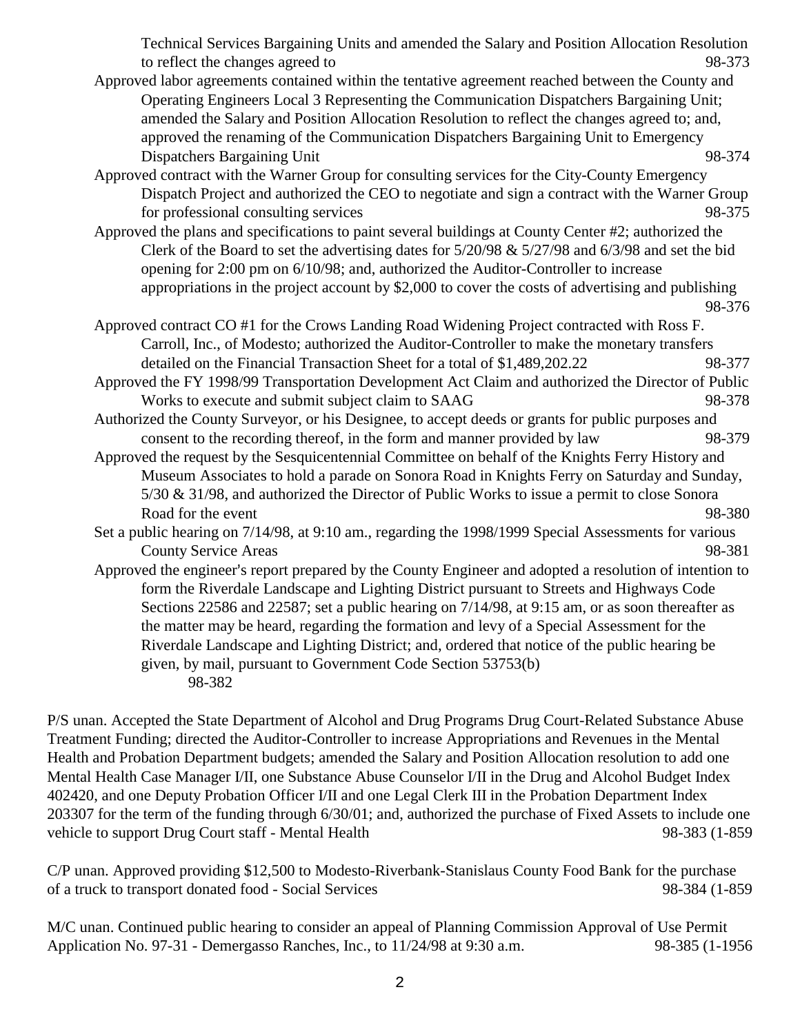Technical Services Bargaining Units and amended the Salary and Position Allocation Resolution to reflect the changes agreed to 98-373

Approved labor agreements contained within the tentative agreement reached between the County and Operating Engineers Local 3 Representing the Communication Dispatchers Bargaining Unit; amended the Salary and Position Allocation Resolution to reflect the changes agreed to; and, approved the renaming of the Communication Dispatchers Bargaining Unit to Emergency Dispatchers Bargaining Unit 98-374

Approved contract with the Warner Group for consulting services for the City-County Emergency Dispatch Project and authorized the CEO to negotiate and sign a contract with the Warner Group for professional consulting services 98-375

Approved the plans and specifications to paint several buildings at County Center #2; authorized the Clerk of the Board to set the advertising dates for 5/20/98 & 5/27/98 and 6/3/98 and set the bid opening for 2:00 pm on 6/10/98; and, authorized the Auditor-Controller to increase appropriations in the project account by $2,000 to cover the costs of advertising and publishing 98-376

Approved contract CO #1 for the Crows Landing Road Widening Project contracted with Ross F. Carroll, Inc., of Modesto; authorized the Auditor-Controller to make the monetary transfers detailed on the Financial Transaction Sheet for a total of $1,489,202.22 98-377

Approved the FY 1998/99 Transportation Development Act Claim and authorized the Director of Public Works to execute and submit subject claim to SAAG 98-378

Authorized the County Surveyor, or his Designee, to accept deeds or grants for public purposes and consent to the recording thereof, in the form and manner provided by law 98-379

Approved the request by the Sesquicentennial Committee on behalf of the Knights Ferry History and Museum Associates to hold a parade on Sonora Road in Knights Ferry on Saturday and Sunday, 5/30 & 31/98, and authorized the Director of Public Works to issue a permit to close Sonora Road for the event 98-380

Set a public hearing on 7/14/98, at 9:10 am., regarding the 1998/1999 Special Assessments for various County Service Areas 98-381

Approved the engineer's report prepared by the County Engineer and adopted a resolution of intention to form the Riverdale Landscape and Lighting District pursuant to Streets and Highways Code Sections 22586 and 22587; set a public hearing on 7/14/98, at 9:15 am, or as soon thereafter as the matter may be heard, regarding the formation and levy of a Special Assessment for the Riverdale Landscape and Lighting District; and, ordered that notice of the public hearing be given, by mail, pursuant to Government Code Section 53753(b) 98-382

P/S unan. Accepted the State Department of Alcohol and Drug Programs Drug Court-Related Substance Abuse Treatment Funding; directed the Auditor-Controller to increase Appropriations and Revenues in the Mental Health and Probation Department budgets; amended the Salary and Position Allocation resolution to add one Mental Health Case Manager I/II, one Substance Abuse Counselor I/II in the Drug and Alcohol Budget Index 402420, and one Deputy Probation Officer I/II and one Legal Clerk III in the Probation Department Index 203307 for the term of the funding through 6/30/01; and, authorized the purchase of Fixed Assets to include one vehicle to support Drug Court staff - Mental Health 98-383 (1-859

C/P unan. Approved providing $12,500 to Modesto-Riverbank-Stanislaus County Food Bank for the purchase of a truck to transport donated food - Social Services 98-384 (1-859

M/C unan. Continued public hearing to consider an appeal of Planning Commission Approval of Use Permit Application No. 97-31 - Demergasso Ranches, Inc., to 11/24/98 at 9:30 a.m. 98-385 (1-1956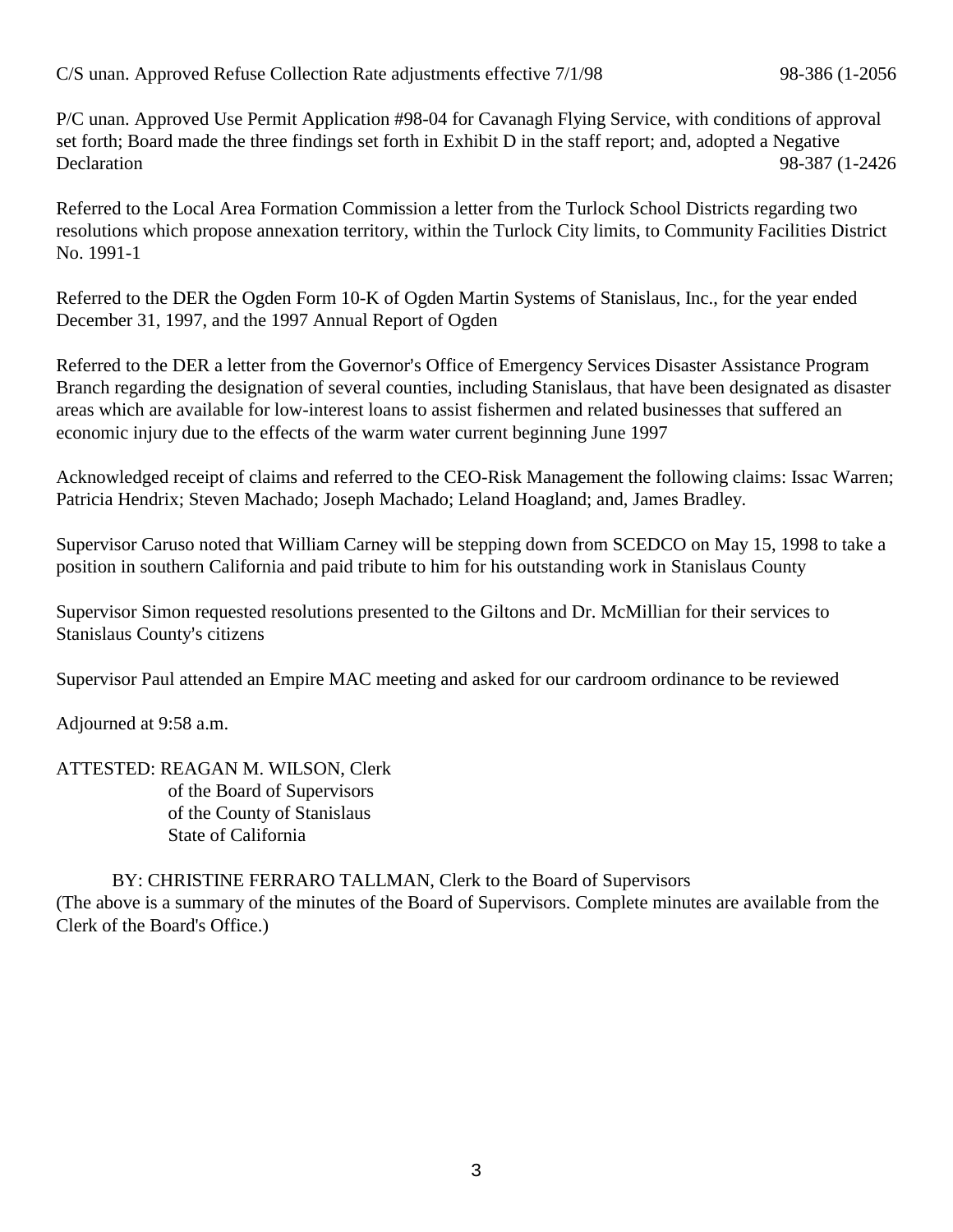C/S unan. Approved Refuse Collection Rate adjustments effective 7/1/98 98-386 (1-2056

P/C unan. Approved Use Permit Application #98-04 for Cavanagh Flying Service, with conditions of approval set forth; Board made the three findings set forth in Exhibit D in the staff report; and, adopted a Negative Declaration 98-387 (1-2426

Referred to the Local Area Formation Commission a letter from the Turlock School Districts regarding two resolutions which propose annexation territory, within the Turlock City limits, to Community Facilities District No. 1991-1

Referred to the DER the Ogden Form 10-K of Ogden Martin Systems of Stanislaus, Inc., for the year ended December 31, 1997, and the 1997 Annual Report of Ogden

Referred to the DER a letter from the Governor's Office of Emergency Services Disaster Assistance Program Branch regarding the designation of several counties, including Stanislaus, that have been designated as disaster areas which are available for low-interest loans to assist fishermen and related businesses that suffered an economic injury due to the effects of the warm water current beginning June 1997

Acknowledged receipt of claims and referred to the CEO-Risk Management the following claims: Issac Warren; Patricia Hendrix; Steven Machado; Joseph Machado; Leland Hoagland; and, James Bradley.

Supervisor Caruso noted that William Carney will be stepping down from SCEDCO on May 15, 1998 to take a position in southern California and paid tribute to him for his outstanding work in Stanislaus County

Supervisor Simon requested resolutions presented to the Giltons and Dr. McMillian for their services to Stanislaus County's citizens

Supervisor Paul attended an Empire MAC meeting and asked for our cardroom ordinance to be reviewed

Adjourned at 9:58 a.m.

ATTESTED: REAGAN M. WILSON, Clerk
of the Board of Supervisors
of the County of Stanislaus
State of California

BY: CHRISTINE FERRARO TALLMAN, Clerk to the Board of Supervisors
(The above is a summary of the minutes of the Board of Supervisors. Complete minutes are available from the Clerk of the Board's Office.)